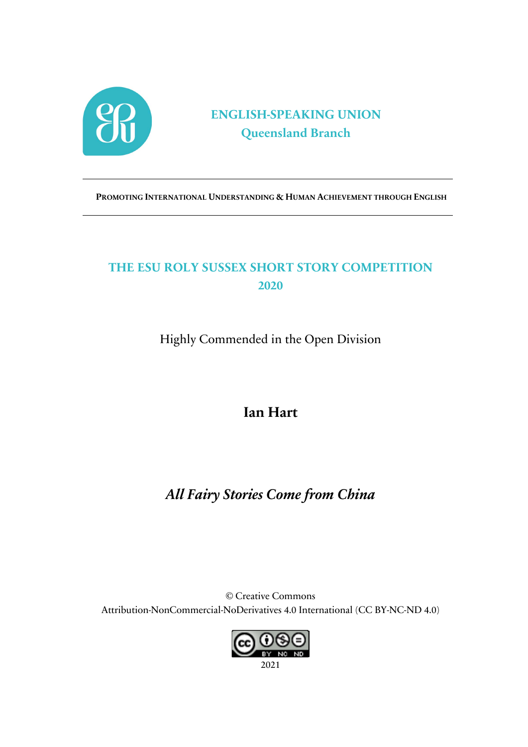**ENGLISH-SPEAKING UNION**
**Queensland Branch**

---

**PROMOTING INTERNATIONAL UNDERSTANDING & HUMAN ACHIEVEMENT THROUGH ENGLISH**

---

# THE ESU ROLY SUSSEX SHORT STORY COMPETITION 2020

Highly Commended in the Open Division

## Ian Hart

# *All Fairy Stories Come from China*

© Creative Commons
Attribution-NonCommercial-NoDerivatives 4.0 International (CC BY-NC-ND 4.0)

2021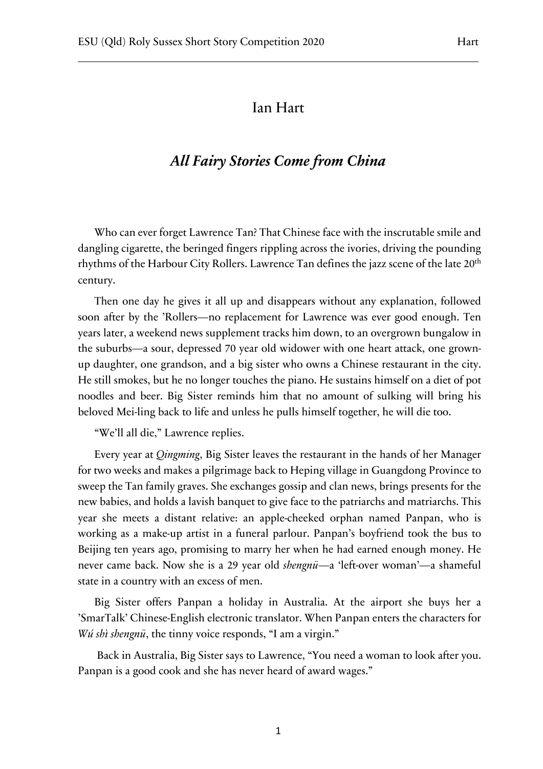# Ian Hart

## *All Fairy Stories Come from China*

Who can ever forget Lawrence Tan? That Chinese face with the inscrutable smile and dangling cigarette, the beringed fingers rippling across the ivories, driving the pounding rhythms of the Harbour City Rollers. Lawrence Tan defines the jazz scene of the late 20th century.

Then one day he gives it all up and disappears without any explanation, followed soon after by the 'Rollers—no replacement for Lawrence was ever good enough. Ten years later, a weekend news supplement tracks him down, to an overgrown bungalow in the suburbs—a sour, depressed 70 year old widower with one heart attack, one grown-up daughter, one grandson, and a big sister who owns a Chinese restaurant in the city. He still smokes, but he no longer touches the piano. He sustains himself on a diet of pot noodles and beer. Big Sister reminds him that no amount of sulking will bring his beloved Mei-ling back to life and unless he pulls himself together, he will die too.

"We'll all die," Lawrence replies.

Every year at *Qingming*, Big Sister leaves the restaurant in the hands of her Manager for two weeks and makes a pilgrimage back to Heping village in Guangdong Province to sweep the Tan family graves. She exchanges gossip and clan news, brings presents for the new babies, and holds a lavish banquet to give face to the patriarchs and matriarchs. This year she meets a distant relative: an apple-cheeked orphan named Panpan, who is working as a make-up artist in a funeral parlour. Panpan's boyfriend took the bus to Beijing ten years ago, promising to marry her when he had earned enough money. He never came back. Now she is a 29 year old *shengnü*—a 'left-over woman'—a shameful state in a country with an excess of men.

Big Sister offers Panpan a holiday in Australia. At the airport she buys her a 'SmarTalk' Chinese-English electronic translator. When Panpan enters the characters for *Wú shì shengnü*, the tinny voice responds, "I am a virgin."

Back in Australia, Big Sister says to Lawrence, "You need a woman to look after you. Panpan is a good cook and she has never heard of award wages."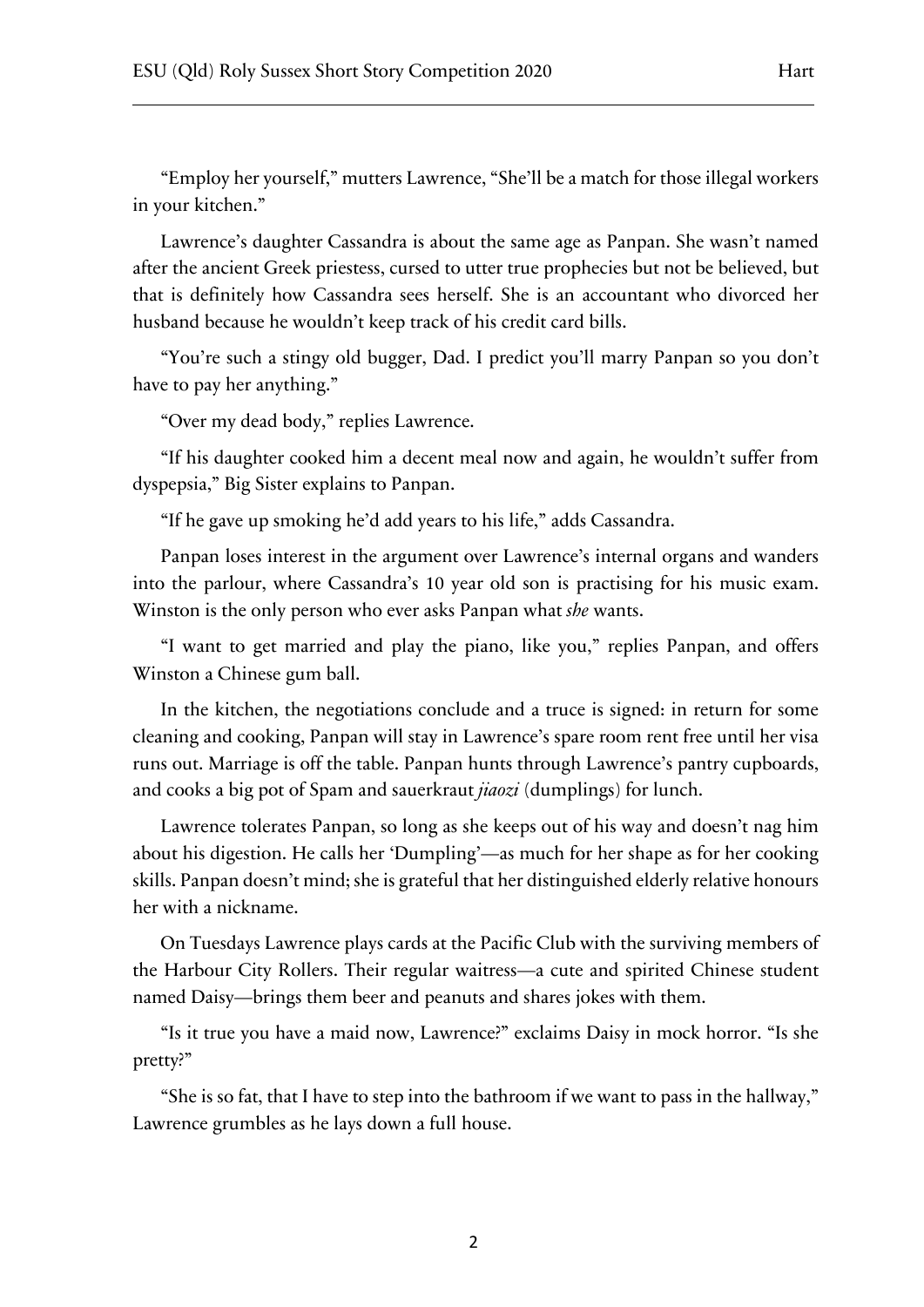"Employ her yourself," mutters Lawrence, "She'll be a match for those illegal workers in your kitchen."

Lawrence's daughter Cassandra is about the same age as Panpan. She wasn't named after the ancient Greek priestess, cursed to utter true prophecies but not be believed, but that is definitely how Cassandra sees herself. She is an accountant who divorced her husband because he wouldn't keep track of his credit card bills.

"You're such a stingy old bugger, Dad. I predict you'll marry Panpan so you don't have to pay her anything."

"Over my dead body," replies Lawrence.

"If his daughter cooked him a decent meal now and again, he wouldn't suffer from dyspepsia," Big Sister explains to Panpan.

"If he gave up smoking he'd add years to his life," adds Cassandra.

Panpan loses interest in the argument over Lawrence's internal organs and wanders into the parlour, where Cassandra's 10 year old son is practising for his music exam. Winston is the only person who ever asks Panpan what *she* wants.

"I want to get married and play the piano, like you," replies Panpan, and offers Winston a Chinese gum ball.

In the kitchen, the negotiations conclude and a truce is signed: in return for some cleaning and cooking, Panpan will stay in Lawrence's spare room rent free until her visa runs out. Marriage is off the table. Panpan hunts through Lawrence's pantry cupboards, and cooks a big pot of Spam and sauerkraut *jiaozi* (dumplings) for lunch.

Lawrence tolerates Panpan, so long as she keeps out of his way and doesn't nag him about his digestion. He calls her 'Dumpling'—as much for her shape as for her cooking skills. Panpan doesn't mind; she is grateful that her distinguished elderly relative honours her with a nickname.

On Tuesdays Lawrence plays cards at the Pacific Club with the surviving members of the Harbour City Rollers. Their regular waitress—a cute and spirited Chinese student named Daisy—brings them beer and peanuts and shares jokes with them.

"Is it true you have a maid now, Lawrence?" exclaims Daisy in mock horror. "Is she pretty?"

"She is so fat, that I have to step into the bathroom if we want to pass in the hallway," Lawrence grumbles as he lays down a full house.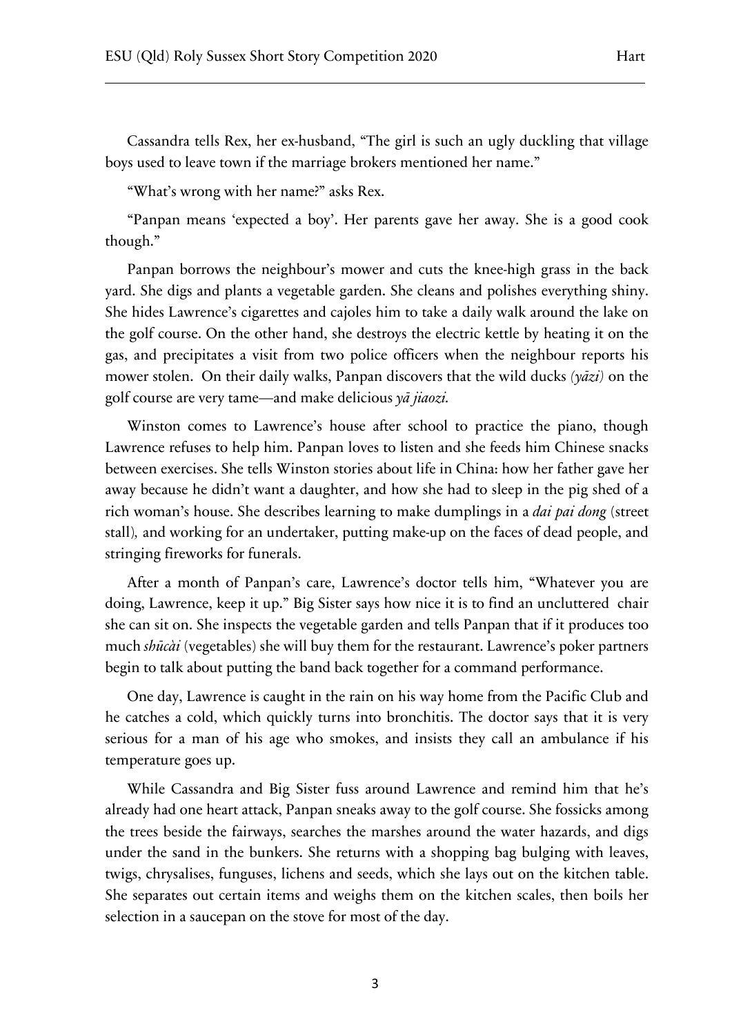Cassandra tells Rex, her ex-husband, "The girl is such an ugly duckling that village boys used to leave town if the marriage brokers mentioned her name."

"What's wrong with her name?" asks Rex.

"Panpan means 'expected a boy'. Her parents gave her away. She is a good cook though."

Panpan borrows the neighbour's mower and cuts the knee-high grass in the back yard. She digs and plants a vegetable garden. She cleans and polishes everything shiny. She hides Lawrence's cigarettes and cajoles him to take a daily walk around the lake on the golf course. On the other hand, she destroys the electric kettle by heating it on the gas, and precipitates a visit from two police officers when the neighbour reports his mower stolen. On their daily walks, Panpan discovers that the wild ducks *(yāzi)* on the golf course are very tame—and make delicious *yā jiaozi.*

Winston comes to Lawrence's house after school to practice the piano, though Lawrence refuses to help him. Panpan loves to listen and she feeds him Chinese snacks between exercises. She tells Winston stories about life in China: how her father gave her away because he didn't want a daughter, and how she had to sleep in the pig shed of a rich woman's house. She describes learning to make dumplings in a *dai pai dong* (street stall), and working for an undertaker, putting make-up on the faces of dead people, and stringing fireworks for funerals.

After a month of Panpan's care, Lawrence's doctor tells him, "Whatever you are doing, Lawrence, keep it up." Big Sister says how nice it is to find an uncluttered chair she can sit on. She inspects the vegetable garden and tells Panpan that if it produces too much *shūcài* (vegetables) she will buy them for the restaurant. Lawrence's poker partners begin to talk about putting the band back together for a command performance.

One day, Lawrence is caught in the rain on his way home from the Pacific Club and he catches a cold, which quickly turns into bronchitis. The doctor says that it is very serious for a man of his age who smokes, and insists they call an ambulance if his temperature goes up.

While Cassandra and Big Sister fuss around Lawrence and remind him that he's already had one heart attack, Panpan sneaks away to the golf course. She fossicks among the trees beside the fairways, searches the marshes around the water hazards, and digs under the sand in the bunkers. She returns with a shopping bag bulging with leaves, twigs, chrysalises, funguses, lichens and seeds, which she lays out on the kitchen table. She separates out certain items and weighs them on the kitchen scales, then boils her selection in a saucepan on the stove for most of the day.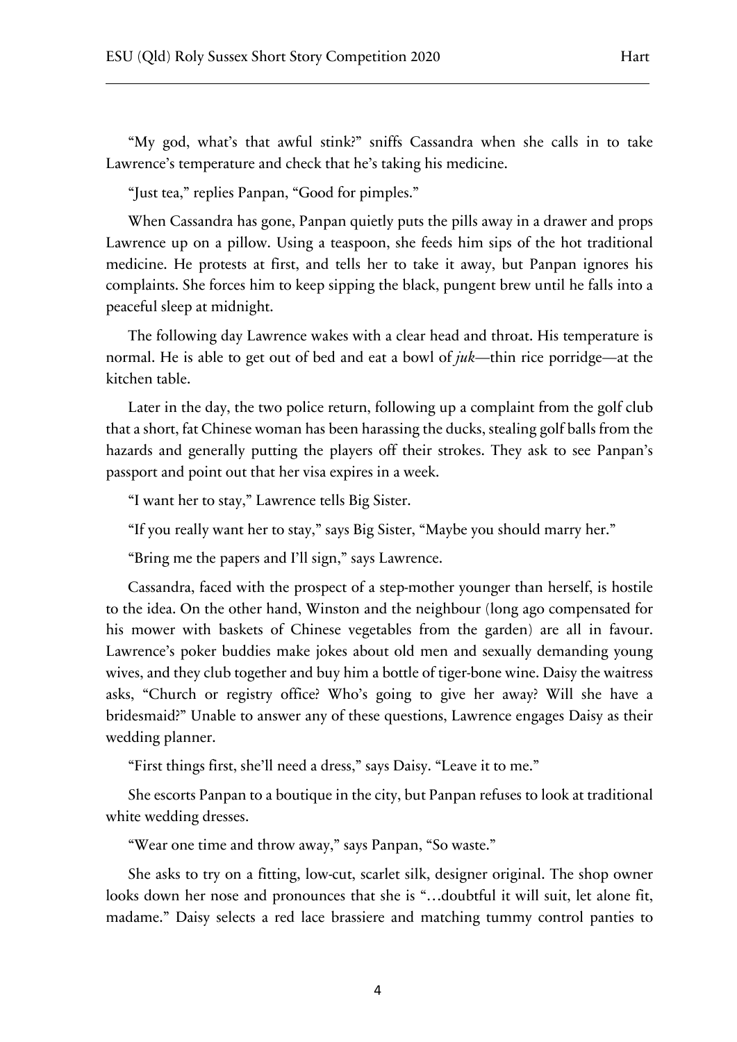"My god, what's that awful stink?" sniffs Cassandra when she calls in to take Lawrence's temperature and check that he's taking his medicine.

"Just tea," replies Panpan, "Good for pimples."

When Cassandra has gone, Panpan quietly puts the pills away in a drawer and props Lawrence up on a pillow. Using a teaspoon, she feeds him sips of the hot traditional medicine. He protests at first, and tells her to take it away, but Panpan ignores his complaints. She forces him to keep sipping the black, pungent brew until he falls into a peaceful sleep at midnight.

The following day Lawrence wakes with a clear head and throat. His temperature is normal. He is able to get out of bed and eat a bowl of *juk*—thin rice porridge—at the kitchen table.

Later in the day, the two police return, following up a complaint from the golf club that a short, fat Chinese woman has been harassing the ducks, stealing golf balls from the hazards and generally putting the players off their strokes. They ask to see Panpan's passport and point out that her visa expires in a week.

"I want her to stay," Lawrence tells Big Sister.

"If you really want her to stay," says Big Sister, "Maybe you should marry her."

"Bring me the papers and I'll sign," says Lawrence.

Cassandra, faced with the prospect of a step-mother younger than herself, is hostile to the idea. On the other hand, Winston and the neighbour (long ago compensated for his mower with baskets of Chinese vegetables from the garden) are all in favour. Lawrence's poker buddies make jokes about old men and sexually demanding young wives, and they club together and buy him a bottle of tiger-bone wine. Daisy the waitress asks, "Church or registry office? Who's going to give her away? Will she have a bridesmaid?" Unable to answer any of these questions, Lawrence engages Daisy as their wedding planner.

"First things first, she'll need a dress," says Daisy. "Leave it to me."

She escorts Panpan to a boutique in the city, but Panpan refuses to look at traditional white wedding dresses.

"Wear one time and throw away," says Panpan, "So waste."

She asks to try on a fitting, low-cut, scarlet silk, designer original. The shop owner looks down her nose and pronounces that she is "…doubtful it will suit, let alone fit, madame." Daisy selects a red lace brassiere and matching tummy control panties to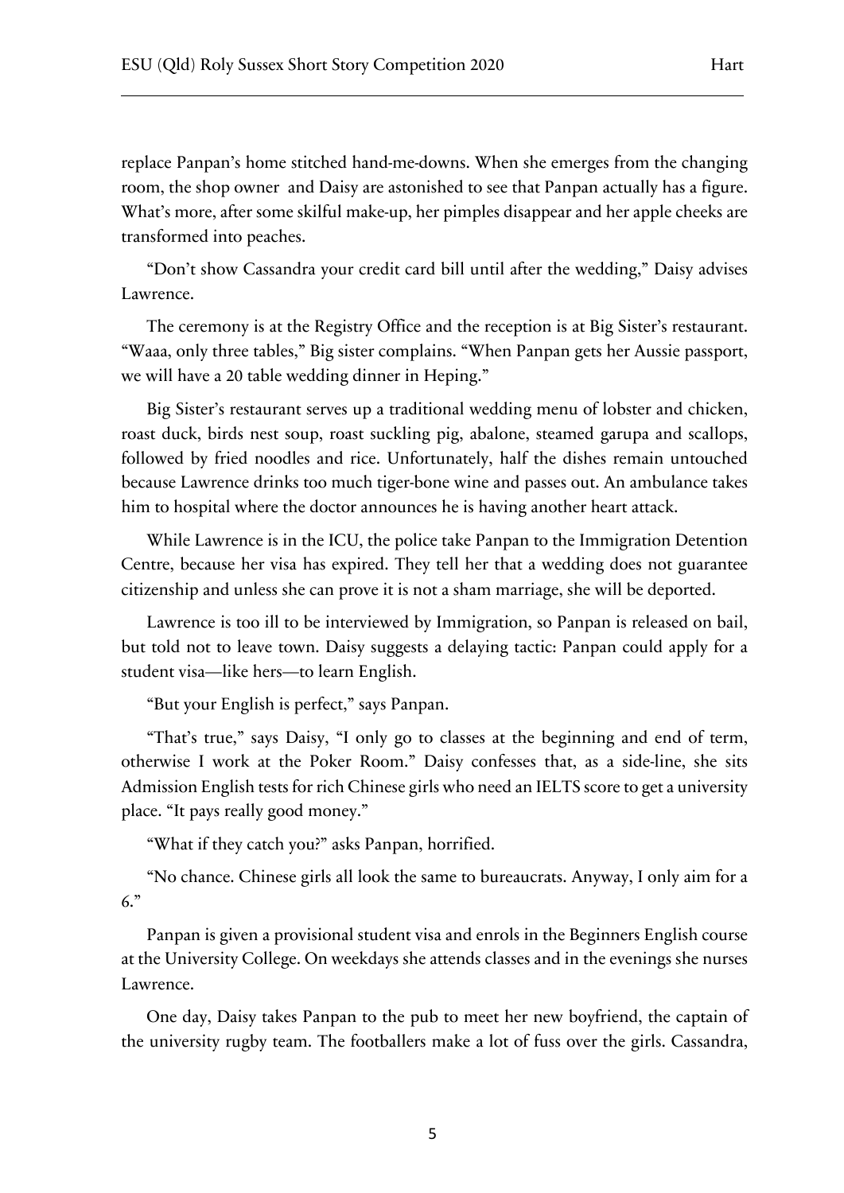replace Panpan's home stitched hand-me-downs. When she emerges from the changing room, the shop owner and Daisy are astonished to see that Panpan actually has a figure. What's more, after some skilful make-up, her pimples disappear and her apple cheeks are transformed into peaches.

"Don't show Cassandra your credit card bill until after the wedding," Daisy advises Lawrence.

The ceremony is at the Registry Office and the reception is at Big Sister's restaurant. "Waaa, only three tables," Big sister complains. "When Panpan gets her Aussie passport, we will have a 20 table wedding dinner in Heping."

Big Sister's restaurant serves up a traditional wedding menu of lobster and chicken, roast duck, birds nest soup, roast suckling pig, abalone, steamed garupa and scallops, followed by fried noodles and rice. Unfortunately, half the dishes remain untouched because Lawrence drinks too much tiger-bone wine and passes out. An ambulance takes him to hospital where the doctor announces he is having another heart attack.

While Lawrence is in the ICU, the police take Panpan to the Immigration Detention Centre, because her visa has expired. They tell her that a wedding does not guarantee citizenship and unless she can prove it is not a sham marriage, she will be deported.

Lawrence is too ill to be interviewed by Immigration, so Panpan is released on bail, but told not to leave town. Daisy suggests a delaying tactic: Panpan could apply for a student visa—like hers—to learn English.

"But your English is perfect," says Panpan.

"That's true," says Daisy, "I only go to classes at the beginning and end of term, otherwise I work at the Poker Room." Daisy confesses that, as a side-line, she sits Admission English tests for rich Chinese girls who need an IELTS score to get a university place. "It pays really good money."

"What if they catch you?" asks Panpan, horrified.

"No chance. Chinese girls all look the same to bureaucrats. Anyway, I only aim for a 6."

Panpan is given a provisional student visa and enrols in the Beginners English course at the University College. On weekdays she attends classes and in the evenings she nurses Lawrence.

One day, Daisy takes Panpan to the pub to meet her new boyfriend, the captain of the university rugby team. The footballers make a lot of fuss over the girls. Cassandra,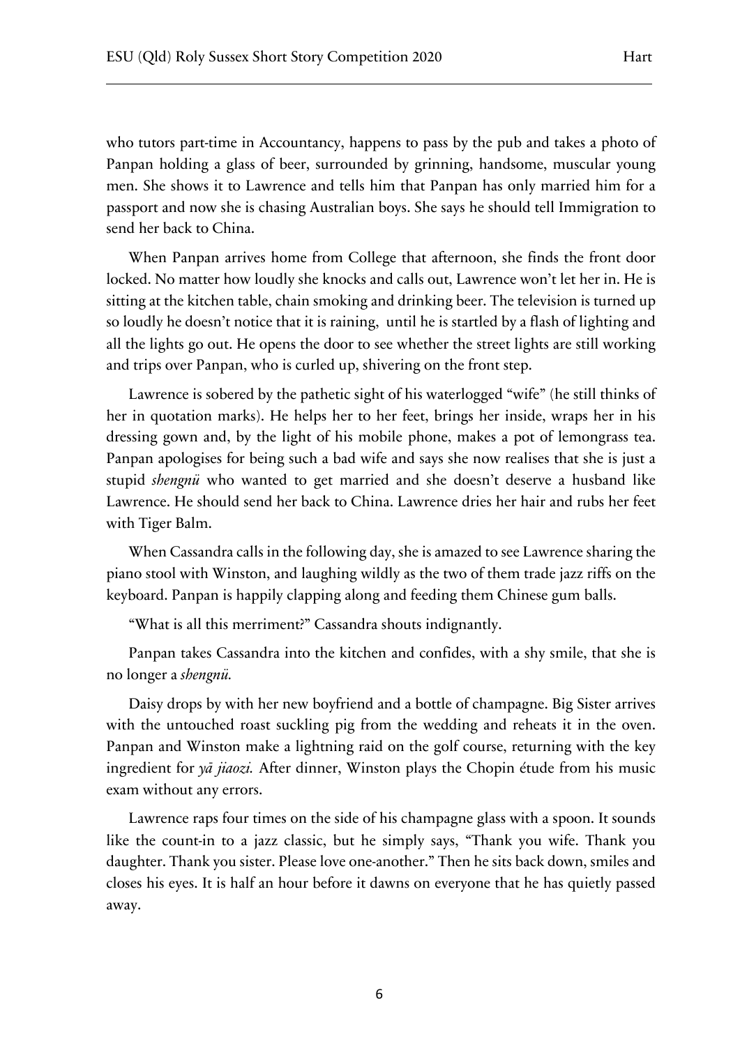who tutors part-time in Accountancy, happens to pass by the pub and takes a photo of Panpan holding a glass of beer, surrounded by grinning, handsome, muscular young men. She shows it to Lawrence and tells him that Panpan has only married him for a passport and now she is chasing Australian boys. She says he should tell Immigration to send her back to China.

When Panpan arrives home from College that afternoon, she finds the front door locked. No matter how loudly she knocks and calls out, Lawrence won't let her in. He is sitting at the kitchen table, chain smoking and drinking beer. The television is turned up so loudly he doesn't notice that it is raining,  until he is startled by a flash of lighting and all the lights go out. He opens the door to see whether the street lights are still working and trips over Panpan, who is curled up, shivering on the front step.

Lawrence is sobered by the pathetic sight of his waterlogged "wife" (he still thinks of her in quotation marks). He helps her to her feet, brings her inside, wraps her in his dressing gown and, by the light of his mobile phone, makes a pot of lemongrass tea. Panpan apologises for being such a bad wife and says she now realises that she is just a stupid *shengnü* who wanted to get married and she doesn't deserve a husband like Lawrence. He should send her back to China. Lawrence dries her hair and rubs her feet with Tiger Balm.

When Cassandra calls in the following day, she is amazed to see Lawrence sharing the piano stool with Winston, and laughing wildly as the two of them trade jazz riffs on the keyboard. Panpan is happily clapping along and feeding them Chinese gum balls.

"What is all this merriment?" Cassandra shouts indignantly.

Panpan takes Cassandra into the kitchen and confides, with a shy smile, that she is no longer a *shengnü.*

Daisy drops by with her new boyfriend and a bottle of champagne. Big Sister arrives with the untouched roast suckling pig from the wedding and reheats it in the oven. Panpan and Winston make a lightning raid on the golf course, returning with the key ingredient for *yā jiaozi.* After dinner, Winston plays the Chopin étude from his music exam without any errors.

Lawrence raps four times on the side of his champagne glass with a spoon. It sounds like the count-in to a jazz classic, but he simply says, "Thank you wife. Thank you daughter. Thank you sister. Please love one-another." Then he sits back down, smiles and closes his eyes. It is half an hour before it dawns on everyone that he has quietly passed away.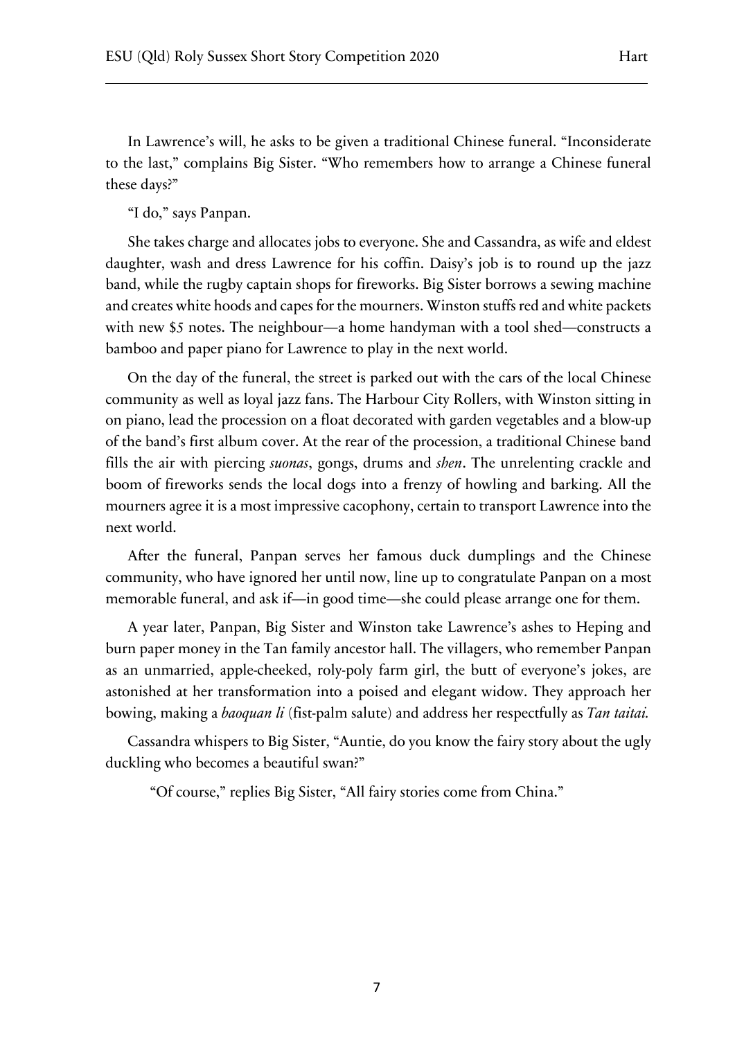In Lawrence's will, he asks to be given a traditional Chinese funeral. "Inconsiderate to the last," complains Big Sister. "Who remembers how to arrange a Chinese funeral these days?"

"I do," says Panpan.

She takes charge and allocates jobs to everyone. She and Cassandra, as wife and eldest daughter, wash and dress Lawrence for his coffin. Daisy's job is to round up the jazz band, while the rugby captain shops for fireworks. Big Sister borrows a sewing machine and creates white hoods and capes for the mourners. Winston stuffs red and white packets with new $5 notes. The neighbour—a home handyman with a tool shed—constructs a bamboo and paper piano for Lawrence to play in the next world.

On the day of the funeral, the street is parked out with the cars of the local Chinese community as well as loyal jazz fans. The Harbour City Rollers, with Winston sitting in on piano, lead the procession on a float decorated with garden vegetables and a blow-up of the band's first album cover. At the rear of the procession, a traditional Chinese band fills the air with piercing *suonas*, gongs, drums and *shen*. The unrelenting crackle and boom of fireworks sends the local dogs into a frenzy of howling and barking. All the mourners agree it is a most impressive cacophony, certain to transport Lawrence into the next world.

After the funeral, Panpan serves her famous duck dumplings and the Chinese community, who have ignored her until now, line up to congratulate Panpan on a most memorable funeral, and ask if—in good time—she could please arrange one for them.

A year later, Panpan, Big Sister and Winston take Lawrence's ashes to Heping and burn paper money in the Tan family ancestor hall. The villagers, who remember Panpan as an unmarried, apple-cheeked, roly-poly farm girl, the butt of everyone's jokes, are astonished at her transformation into a poised and elegant widow. They approach her bowing, making a *baoquan li* (fist-palm salute) and address her respectfully as *Tan taitai.*

Cassandra whispers to Big Sister, "Auntie, do you know the fairy story about the ugly duckling who becomes a beautiful swan?"

"Of course," replies Big Sister, "All fairy stories come from China."